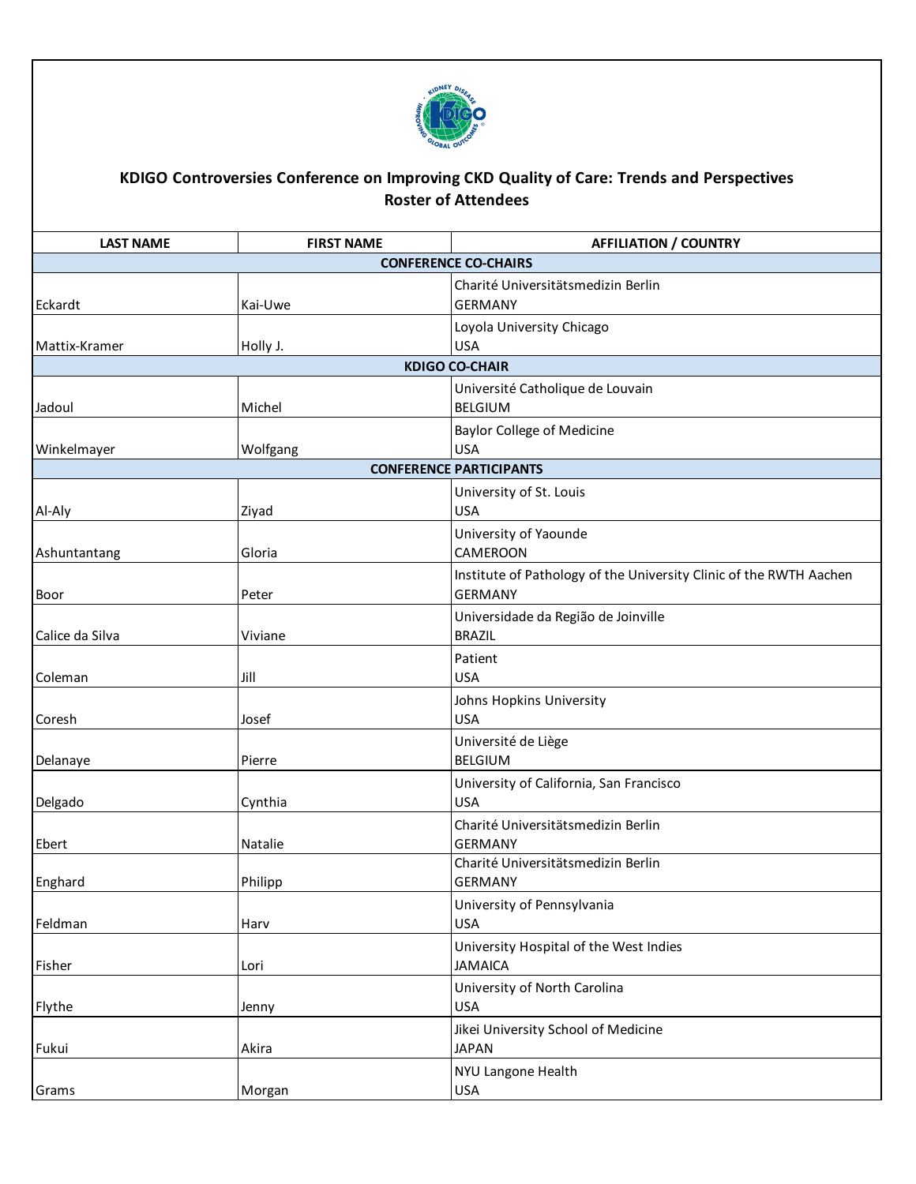# KDIGO Controversies Conference on Improving CKD Quality of Care: Trends and Perspectives

## Roster of Attendees

| LAST NAME | FIRST NAME | AFFILIATION / COUNTRY |
|---|---|---|
| **CONFERENCE CO-CHAIRS** | | |
| Eckardt | Kai-Uwe | Charité Universitätsmedizin Berlin GERMANY |
| Mattix-Kramer | Holly J. | Loyola University Chicago USA |
| **KDIGO CO-CHAIR** | | |
| Jadoul | Michel | Université Catholique de Louvain BELGIUM |
| Winkelmayer | Wolfgang | Baylor College of Medicine USA |
| **CONFERENCE PARTICIPANTS** | | |
| Al-Aly | Ziyad | University of St. Louis USA |
| Ashuntantang | Gloria | University of Yaounde CAMEROON |
| Boor | Peter | Institute of Pathology of the University Clinic of the RWTH Aachen GERMANY |
| Calice da Silva | Viviane | Universidade da Região de Joinville BRAZIL |
| Coleman | Jill | Patient USA |
| Coresh | Josef | Johns Hopkins University USA |
| Delanaye | Pierre | Université de Liège BELGIUM |
| Delgado | Cynthia | University of California, San Francisco USA |
| Ebert | Natalie | Charité Universitätsmedizin Berlin GERMANY |
| Enghard | Philipp | Charité Universitätsmedizin Berlin GERMANY |
| Feldman | Harv | University of Pennsylvania USA |
| Fisher | Lori | University Hospital of the West Indies JAMAICA |
| Flythe | Jenny | University of North Carolina USA |
| Fukui | Akira | Jikei University School of Medicine JAPAN |
| Grams | Morgan | NYU Langone Health USA |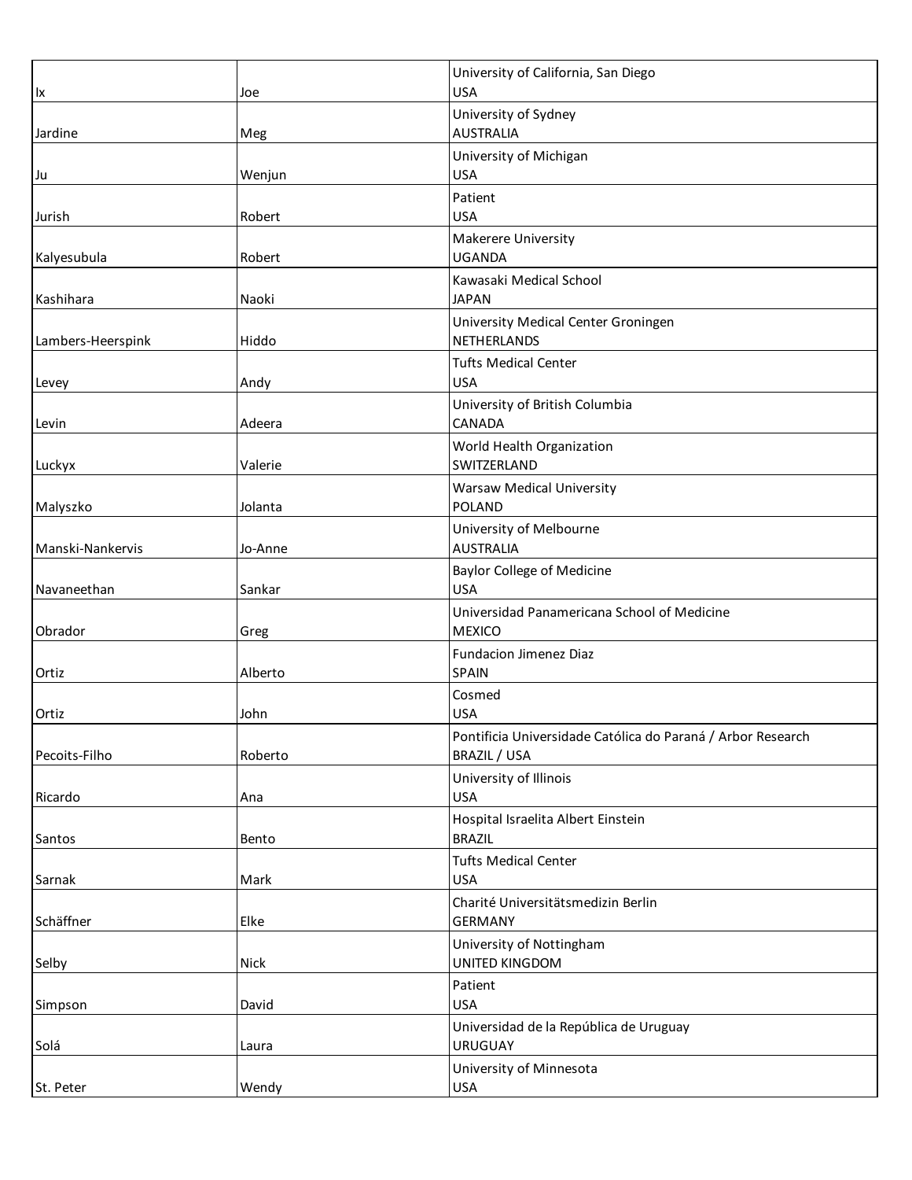| | | |
|---|---|---|
| Ix | Joe | University of California, San Diego<br>USA |
| Jardine | Meg | University of Sydney<br>AUSTRALIA |
| Ju | Wenjun | University of Michigan<br>USA |
| Jurish | Robert | Patient<br>USA |
| Kalyesubula | Robert | Makerere University<br>UGANDA |
| Kashihara | Naoki | Kawasaki Medical School<br>JAPAN |
| Lambers-Heerspink | Hiddo | University Medical Center Groningen<br>NETHERLANDS |
| Levey | Andy | Tufts Medical Center<br>USA |
| Levin | Adeera | University of British Columbia<br>CANADA |
| Luckyx | Valerie | World Health Organization<br>SWITZERLAND |
| Malyszko | Jolanta | Warsaw Medical University<br>POLAND |
| Manski-Nankervis | Jo-Anne | University of Melbourne<br>AUSTRALIA |
| Navaneethan | Sankar | Baylor College of Medicine<br>USA |
| Obrador | Greg | Universidad Panamericana School of Medicine<br>MEXICO |
| Ortiz | Alberto | Fundacion Jimenez Diaz<br>SPAIN |
| Ortiz | John | Cosmed<br>USA |
| Pecoits-Filho | Roberto | Pontificia Universidade Católica do Paraná / Arbor Research<br>BRAZIL / USA |
| Ricardo | Ana | University of Illinois<br>USA |
| Santos | Bento | Hospital Israelita Albert Einstein<br>BRAZIL |
| Sarnak | Mark | Tufts Medical Center<br>USA |
| Schäffner | Elke | Charité Universitätsmedizin Berlin<br>GERMANY |
| Selby | Nick | University of Nottingham<br>UNITED KINGDOM |
| Simpson | David | Patient<br>USA |
| Solá | Laura | Universidad de la República de Uruguay<br>URUGUAY |
| St. Peter | Wendy | University of Minnesota<br>USA |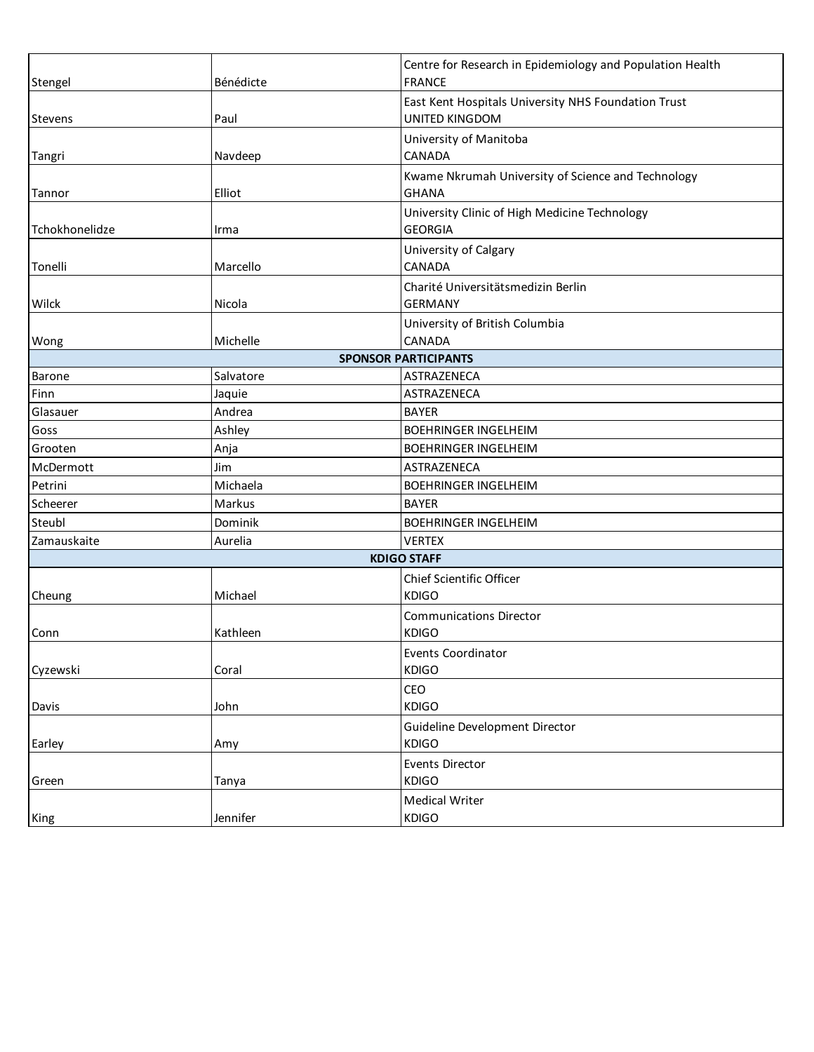| | | |
|---|---|---|
| Stengel | Bénédicte | Centre for Research in Epidemiology and Population Health<br>FRANCE |
| Stevens | Paul | East Kent Hospitals University NHS Foundation Trust<br>UNITED KINGDOM |
| Tangri | Navdeep | University of Manitoba<br>CANADA |
| Tannor | Elliot | Kwame Nkrumah University of Science and Technology<br>GHANA |
| Tchokhonelidze | Irma | University Clinic of High Medicine Technology<br>GEORGIA |
| Tonelli | Marcello | University of Calgary<br>CANADA |
| Wilck | Nicola | Charité Universitätsmedizin Berlin<br>GERMANY |
| Wong | Michelle | University of British Columbia<br>CANADA |
| **SPONSOR PARTICIPANTS** | | |
| Barone | Salvatore | ASTRAZENECA |
| Finn | Jaquie | ASTRAZENECA |
| Glasauer | Andrea | BAYER |
| Goss | Ashley | BOEHRINGER INGELHEIM |
| Grooten | Anja | BOEHRINGER INGELHEIM |
| McDermott | Jim | ASTRAZENECA |
| Petrini | Michaela | BOEHRINGER INGELHEIM |
| Scheerer | Markus | BAYER |
| Steubl | Dominik | BOEHRINGER INGELHEIM |
| Zamauskaite | Aurelia | VERTEX |
| **KDIGO STAFF** | | |
| Cheung | Michael | Chief Scientific Officer<br>KDIGO |
| Conn | Kathleen | Communications Director<br>KDIGO |
| Cyzewski | Coral | Events Coordinator<br>KDIGO |
| Davis | John | CEO<br>KDIGO |
| Earley | Amy | Guideline Development Director<br>KDIGO |
| Green | Tanya | Events Director<br>KDIGO |
| King | Jennifer | Medical Writer<br>KDIGO |